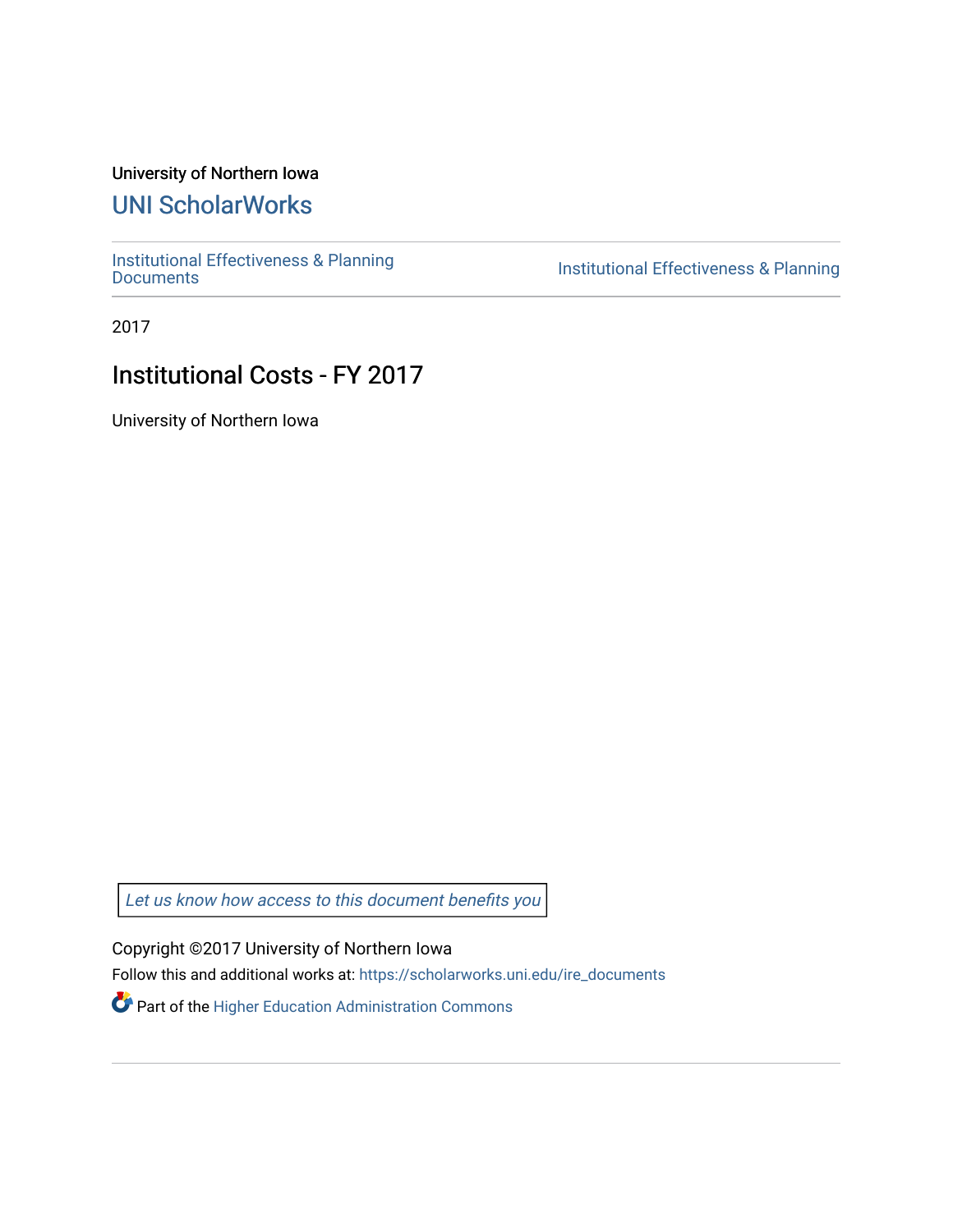University of Northern Iowa

# UNI ScholarWorks

Institutional Effectiveness & Planning Documents

Institutional Effectiveness & Planning

2017

## Institutional Costs - FY 2017

University of Northern Iowa

*Let us know how access to this document benefits you*

Copyright ©2017 University of Northern Iowa

Follow this and additional works at: https://scholarworks.uni.edu/ire_documents

Part of the Higher Education Administration Commons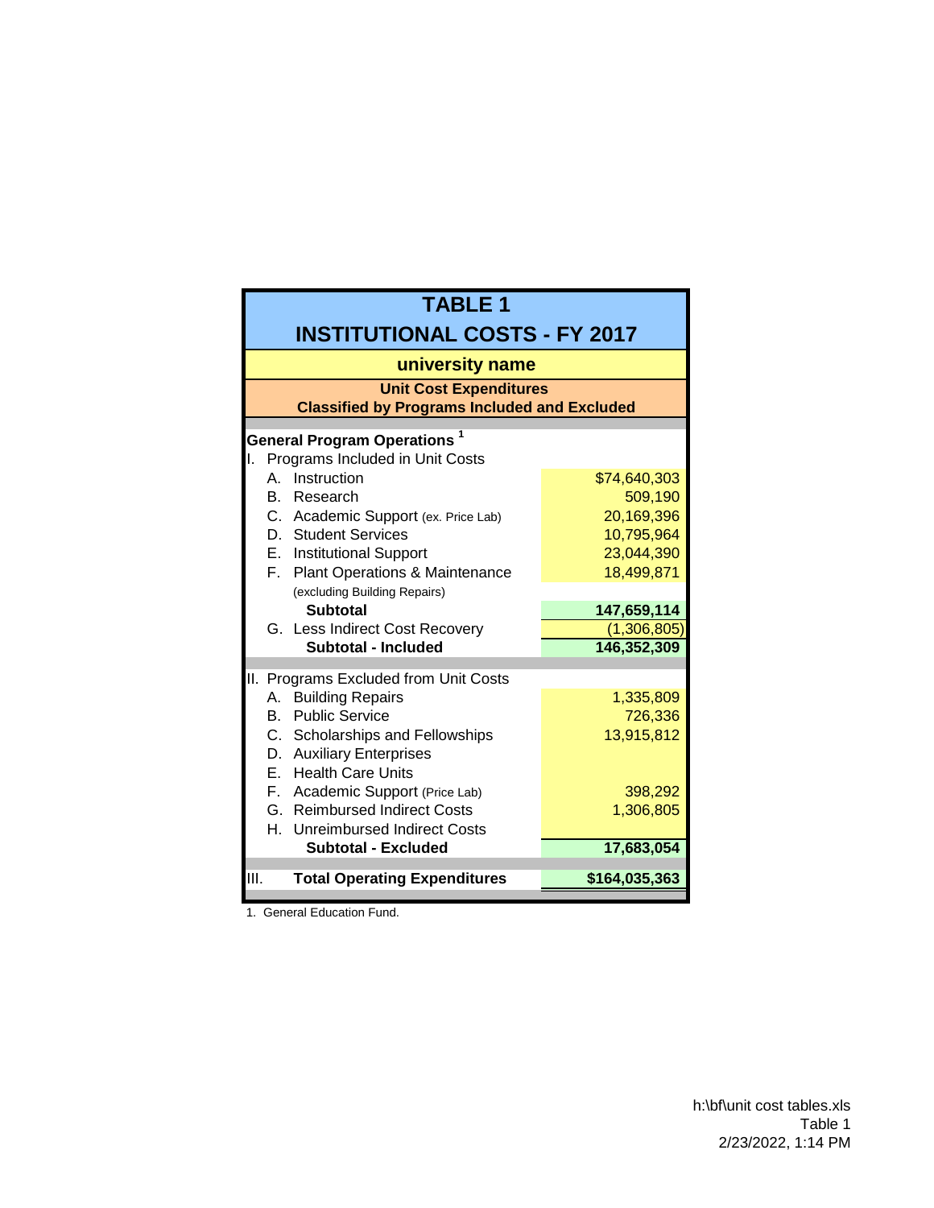# TABLE 1

## INSTITUTIONAL COSTS - FY 2017

### university name

**Unit Cost Expenditures**
**Classified by Programs Included and Excluded**

| **General Program Operations** [1] | |
|---|---|
| I. Programs Included in Unit Costs | |
| A. Instruction | $74,640,303 |
| B. Research | 509,190 |
| C. Academic Support (ex. Price Lab) | 20,169,396 |
| D. Student Services | 10,795,964 |
| E. Institutional Support | 23,044,390 |
| F. Plant Operations & Maintenance (excluding Building Repairs) | 18,499,871 |
| **Subtotal** | **147,659,114** |
| G. Less Indirect Cost Recovery | (1,306,805) |
| **Subtotal - Included** | **146,352,309** |
| II. Programs Excluded from Unit Costs | |
| A. Building Repairs | 1,335,809 |
| B. Public Service | 726,336 |
| C. Scholarships and Fellowships | 13,915,812 |
| D. Auxiliary Enterprises | |
| E. Health Care Units | |
| F. Academic Support (Price Lab) | 398,292 |
| G. Reimbursed Indirect Costs | 1,306,805 |
| H. Unreimbursed Indirect Costs | |
| **Subtotal - Excluded** | **17,683,054** |
| III. **Total Operating Expenditures** | **$164,035,363** |

1. General Education Fund.

h:\bf\unit cost tables.xls
Table 1
2/23/2022, 1:14 PM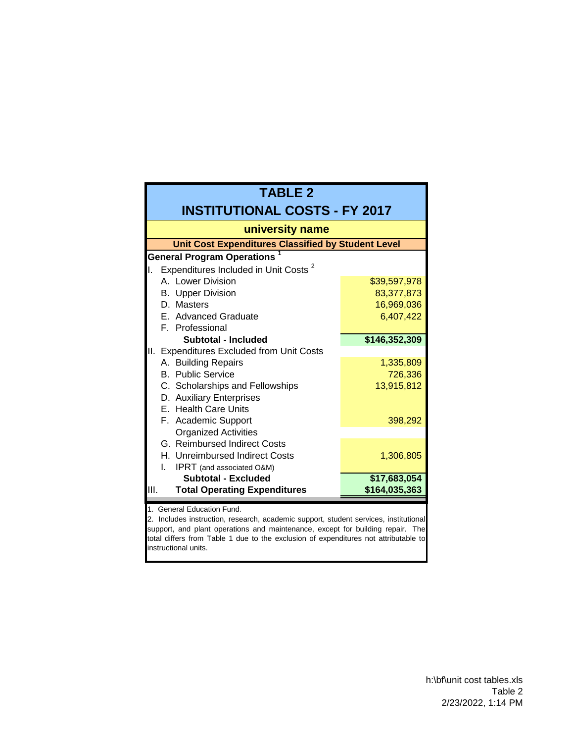# TABLE 2

## INSTITUTIONAL COSTS - FY 2017

### university name

**Unit Cost Expenditures Classified by Student Level**

| General Program Operations [1] | |
|---|---|
| I. Expenditures Included in Unit Costs [2] | |
| A. Lower Division | $39,597,978 |
| B. Upper Division | 83,377,873 |
| D. Masters | 16,969,036 |
| E. Advanced Graduate | 6,407,422 |
| F. Professional | |
| **Subtotal - Included** | **$146,352,309** |
| II. Expenditures Excluded from Unit Costs | |
| A. Building Repairs | 1,335,809 |
| B. Public Service | 726,336 |
| C. Scholarships and Fellowships | 13,915,812 |
| D. Auxiliary Enterprises | |
| E. Health Care Units | |
| F. Academic Support Organized Activities | 398,292 |
| G. Reimbursed Indirect Costs | |
| H. Unreimbursed Indirect Costs | 1,306,805 |
| I. IPRT (and associated O&M) | |
| **Subtotal - Excluded** | **$17,683,054** |
| III. **Total Operating Expenditures** | **$164,035,363** |

1. General Education Fund.
2. Includes instruction, research, academic support, student services, institutional support, and plant operations and maintenance, except for building repair. The total differs from Table 1 due to the exclusion of expenditures not attributable to instructional units.

h:\bf\unit cost tables.xls
Table 2
2/23/2022, 1:14 PM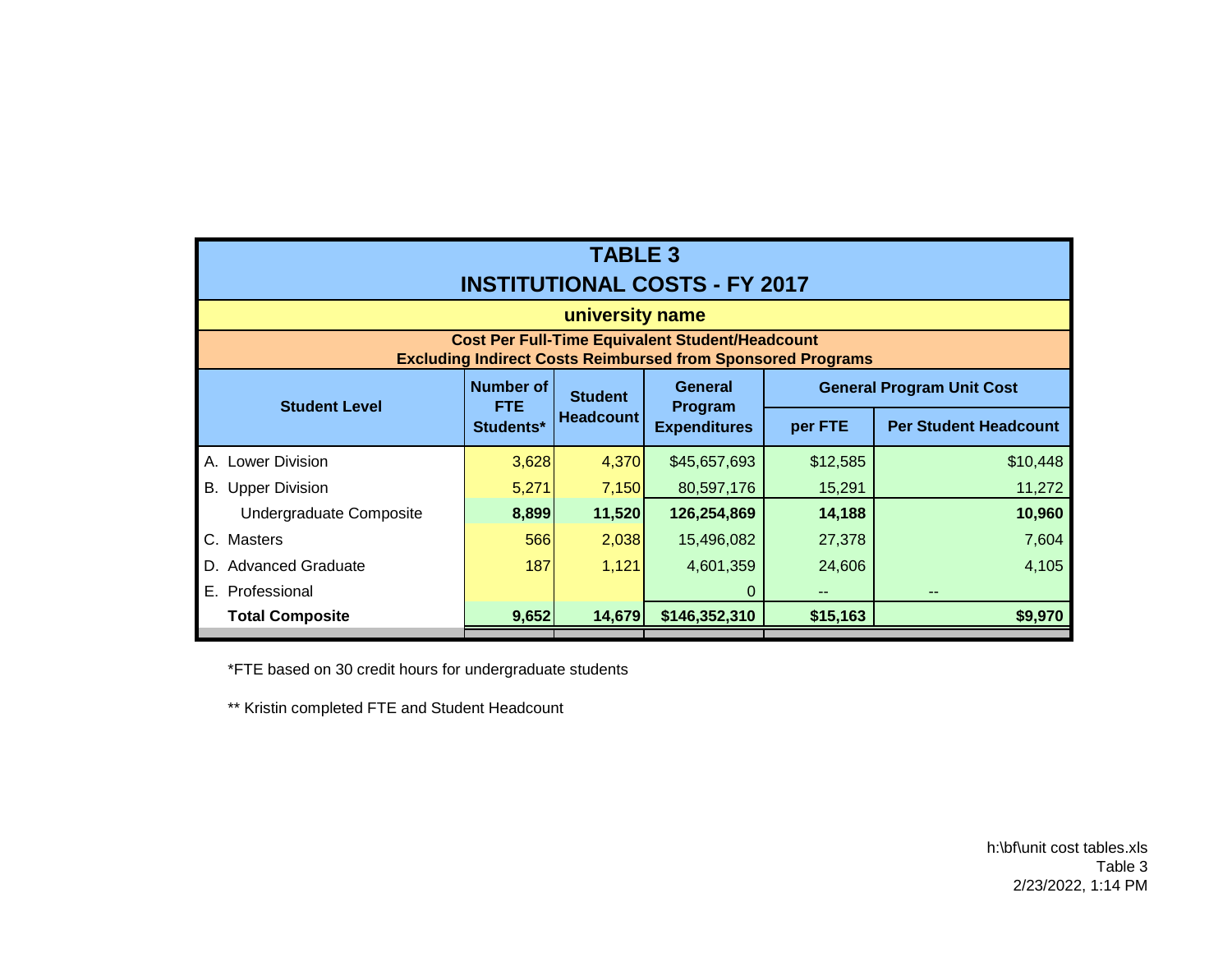# TABLE 3
# INSTITUTIONAL COSTS - FY 2017

## university name

**Cost Per Full-Time Equivalent Student/Headcount**
**Excluding Indirect Costs Reimbursed from Sponsored Programs**

| Student Level | Number of FTE Students* | Student Headcount | General Program Expenditures | General Program Unit Cost | |
|---|---|---|---|---|---|
| | | | | per FTE | Per Student Headcount |
| A. Lower Division | 3,628 | 4,370 | $45,657,693 | $12,585 | $10,448 |
| B. Upper Division | 5,271 | 7,150 | 80,597,176 | 15,291 | 11,272 |
| Undergraduate Composite | **8,899** | **11,520** | **126,254,869** | **14,188** | **10,960** |
| C. Masters | 566 | 2,038 | 15,496,082 | 27,378 | 7,604 |
| D. Advanced Graduate | 187 | 1,121 | 4,601,359 | 24,606 | 4,105 |
| E. Professional | | | 0 | -- | -- |
| **Total Composite** | **9,652** | **14,679** | **$146,352,310** | **$15,163** | **$9,970** |

*FTE based on 30 credit hours for undergraduate students

** Kristin completed FTE and Student Headcount

h:\bf\unit cost tables.xls
Table 3
2/23/2022, 1:14 PM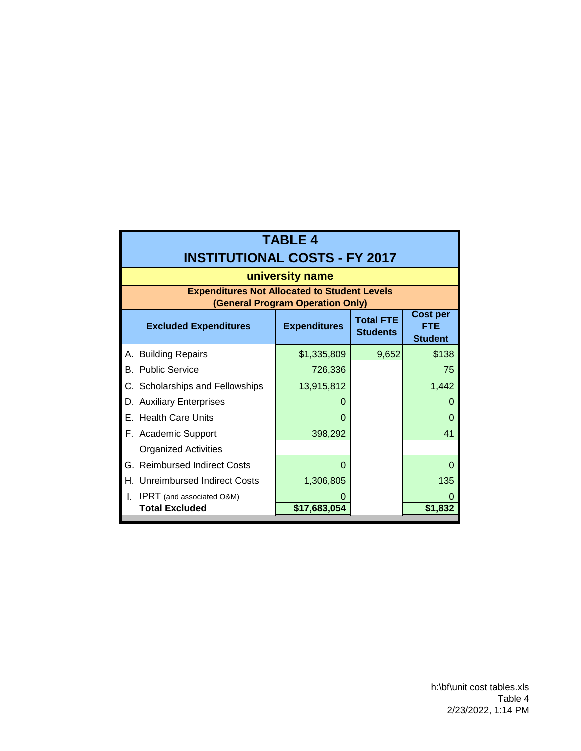# TABLE 4
# INSTITUTIONAL COSTS - FY 2017

## university name

**Expenditures Not Allocated to Student Levels**
**(General Program Operation Only)**

| Excluded Expenditures | Expenditures | Total FTE Students | Cost per FTE Student |
|---|---|---|---|
| A. Building Repairs | $1,335,809 | 9,652 | $138 |
| B. Public Service | 726,336 | | 75 |
| C. Scholarships and Fellowships | 13,915,812 | | 1,442 |
| D. Auxiliary Enterprises | 0 | | 0 |
| E. Health Care Units | 0 | | 0 |
| F. Academic Support | 398,292 | | 41 |
| Organized Activities | | | |
| G. Reimbursed Indirect Costs | 0 | | 0 |
| H. Unreimbursed Indirect Costs | 1,306,805 | | 135 |
| I. IPRT (and associated O&M) | 0 | | 0 |
| **Total Excluded** | **$17,683,054** | | **$1,832** |

h:\bf\unit cost tables.xls
Table 4
2/23/2022, 1:14 PM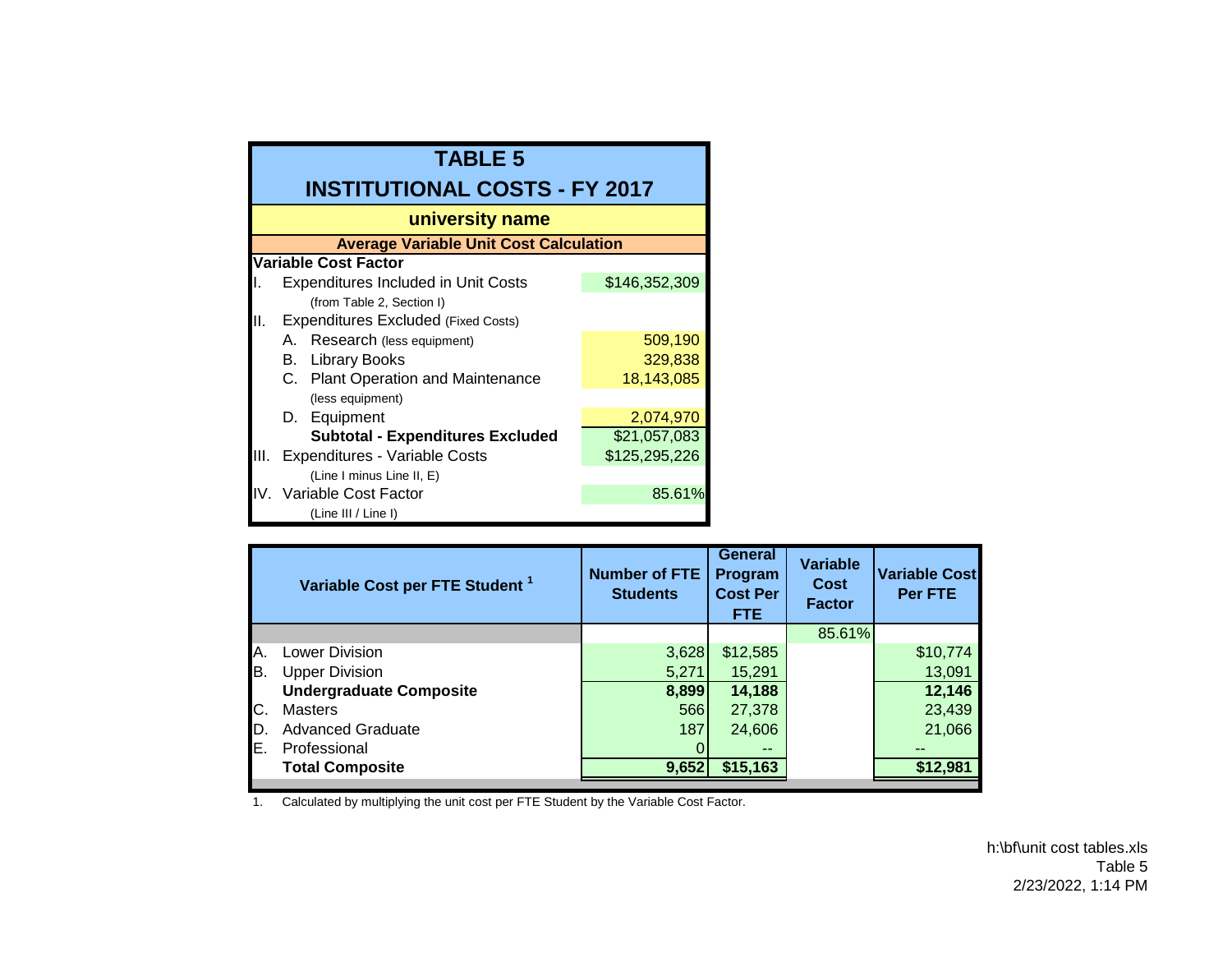# TABLE 5

# INSTITUTIONAL COSTS - FY 2017

## university name

### Average Variable Unit Cost Calculation

| | | |
|---|---|---|
| **Variable Cost Factor** | | |
| I. | Expenditures Included in Unit Costs (from Table 2, Section I) | $146,352,309 |
| II. | Expenditures Excluded (Fixed Costs) | |
| | A. Research (less equipment) | 509,190 |
| | B. Library Books | 329,838 |
| | C. Plant Operation and Maintenance (less equipment) | 18,143,085 |
| | D. Equipment | 2,074,970 |
| | **Subtotal - Expenditures Excluded** | $21,057,083 |
| III. | Expenditures - Variable Costs (Line I minus Line II, E) | $125,295,226 |
| IV. | Variable Cost Factor (Line III / Line I) | 85.61% |

| Variable Cost per FTE Student [1] | Number of FTE Students | General Program Cost Per FTE | Variable Cost Factor | Variable Cost Per FTE |
|---|---|---|---|---|
| | | | 85.61% | |
| A. Lower Division | 3,628 | $12,585 | | $10,774 |
| B. Upper Division | 5,271 | 15,291 | | 13,091 |
| **Undergraduate Composite** | **8,899** | **14,188** | | **12,146** |
| C. Masters | 566 | 27,378 | | 23,439 |
| D. Advanced Graduate | 187 | 24,606 | | 21,066 |
| E. Professional | 0 | -- | | -- |
| **Total Composite** | **9,652** | **$15,163** | | **$12,981** |

1. Calculated by multiplying the unit cost per FTE Student by the Variable Cost Factor.

h:\bf\unit cost tables.xls
Table 5
2/23/2022, 1:14 PM